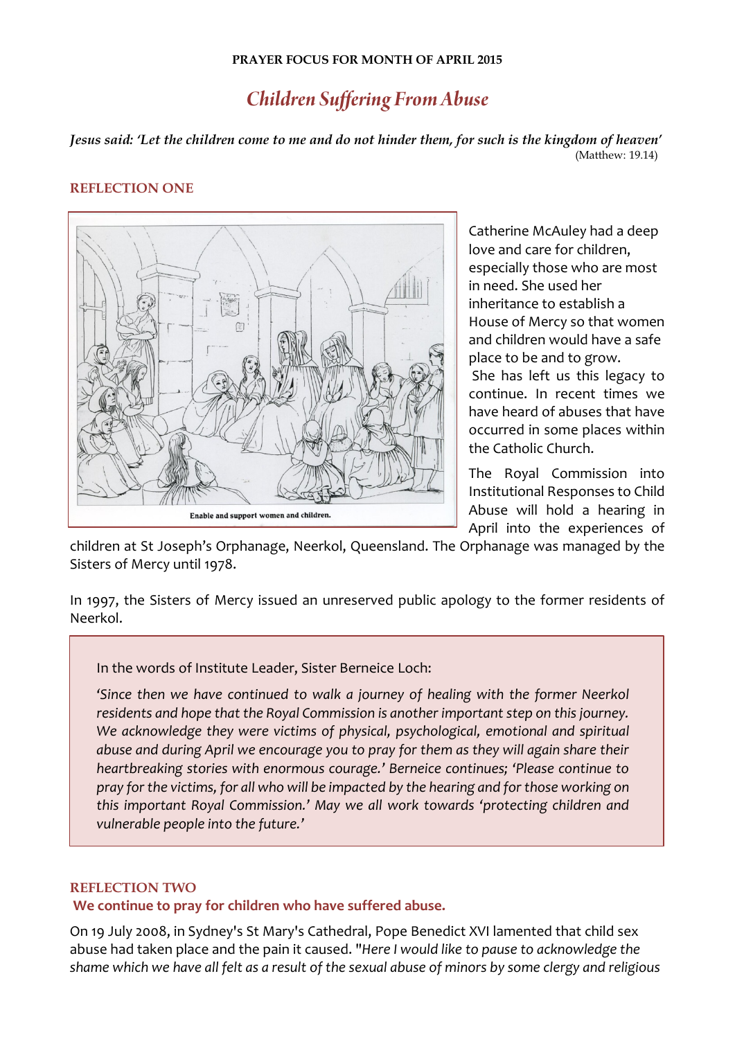**PRAYER FOCUS FOR MONTH OF APRIL 2015**

# *Children Suffering From Abuse*

*Jesus said: 'Let the children come to me and do not hinder them, for such is the kingdom of heaven'* (Matthew: 19.14)

## REFLECTION ONE

Enable and support women and children.

Catherine McAuley had a deep love and care for children, especially those who are most in need. She used her inheritance to establish a House of Mercy so that women and children would have a safe place to be and to grow. She has left us this legacy to continue. In recent times we have heard of abuses that have occurred in some places within the Catholic Church.

The Royal Commission into Institutional Responses to Child Abuse will hold a hearing in April into the experiences of children at St Joseph's Orphanage, Neerkol, Queensland. The Orphanage was managed by the Sisters of Mercy until 1978.

In 1997, the Sisters of Mercy issued an unreserved public apology to the former residents of Neerkol.

> In the words of Institute Leader, Sister Berneice Loch:
>
> *'Since then we have continued to walk a journey of healing with the former Neerkol residents and hope that the Royal Commission is another important step on this journey. We acknowledge they were victims of physical, psychological, emotional and spiritual abuse and during April we encourage you to pray for them as they will again share their heartbreaking stories with enormous courage.' Berneice continues; 'Please continue to pray for the victims, for all who will be impacted by the hearing and for those working on this important Royal Commission.' May we all work towards 'protecting children and vulnerable people into the future.'*

## REFLECTION TWO

**We continue to pray for children who have suffered abuse.**

On 19 July 2008, in Sydney's St Mary's Cathedral, Pope Benedict XVI lamented that child sex abuse had taken place and the pain it caused. "*Here I would like to pause to acknowledge the shame which we have all felt as a result of the sexual abuse of minors by some clergy and religious*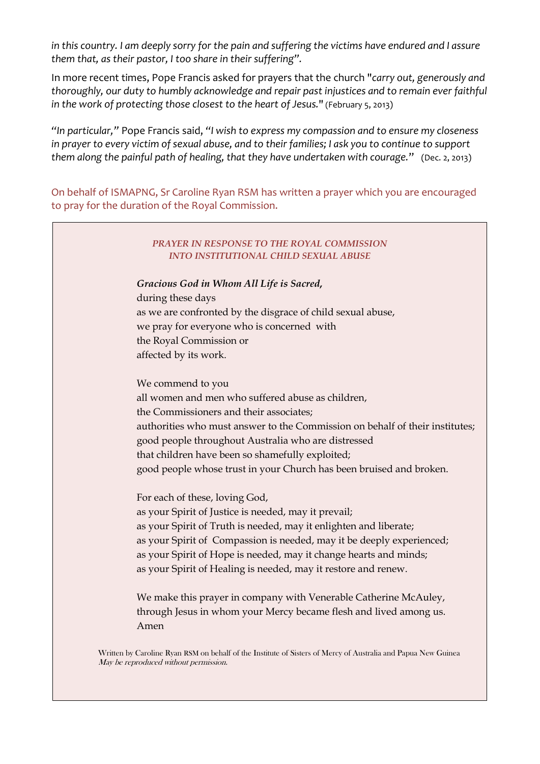*in this country. I am deeply sorry for the pain and suffering the victims have endured and I assure them that, as their pastor, I too share in their suffering".*

In more recent times, Pope Francis asked for prayers that the church "*carry out, generously and thoroughly, our duty to humbly acknowledge and repair past injustices and to remain ever faithful in the work of protecting those closest to the heart of Jesus.*" (February 5, 2013)

"*In particular,*" Pope Francis said, "*I wish to express my compassion and to ensure my closeness in prayer to every victim of sexual abuse, and to their families; I ask you to continue to support them along the painful path of healing, that they have undertaken with courage.*" (Dec. 2, 2013)

On behalf of ISMAPNG, Sr Caroline Ryan RSM has written a prayer which you are encouraged to pray for the duration of the Royal Commission.

***PRAYER IN RESPONSE TO THE ROYAL COMMISSION INTO INSTITUTIONAL CHILD SEXUAL ABUSE***

***Gracious God in Whom All Life is Sacred,***
during these days
as we are confronted by the disgrace of child sexual abuse,
we pray for everyone who is concerned with
the Royal Commission or
affected by its work.

We commend to you
all women and men who suffered abuse as children,
the Commissioners and their associates;
authorities who must answer to the Commission on behalf of their institutes;
good people throughout Australia who are distressed
that children have been so shamefully exploited;
good people whose trust in your Church has been bruised and broken.

For each of these, loving God,
as your Spirit of Justice is needed, may it prevail;
as your Spirit of Truth is needed, may it enlighten and liberate;
as your Spirit of Compassion is needed, may it be deeply experienced;
as your Spirit of Hope is needed, may it change hearts and minds;
as your Spirit of Healing is needed, may it restore and renew.

We make this prayer in company with Venerable Catherine McAuley,
through Jesus in whom your Mercy became flesh and lived among us.
Amen

Written by Caroline Ryan RSM on behalf of the Institute of Sisters of Mercy of Australia and Papua New Guinea
*May be reproduced without permission.*